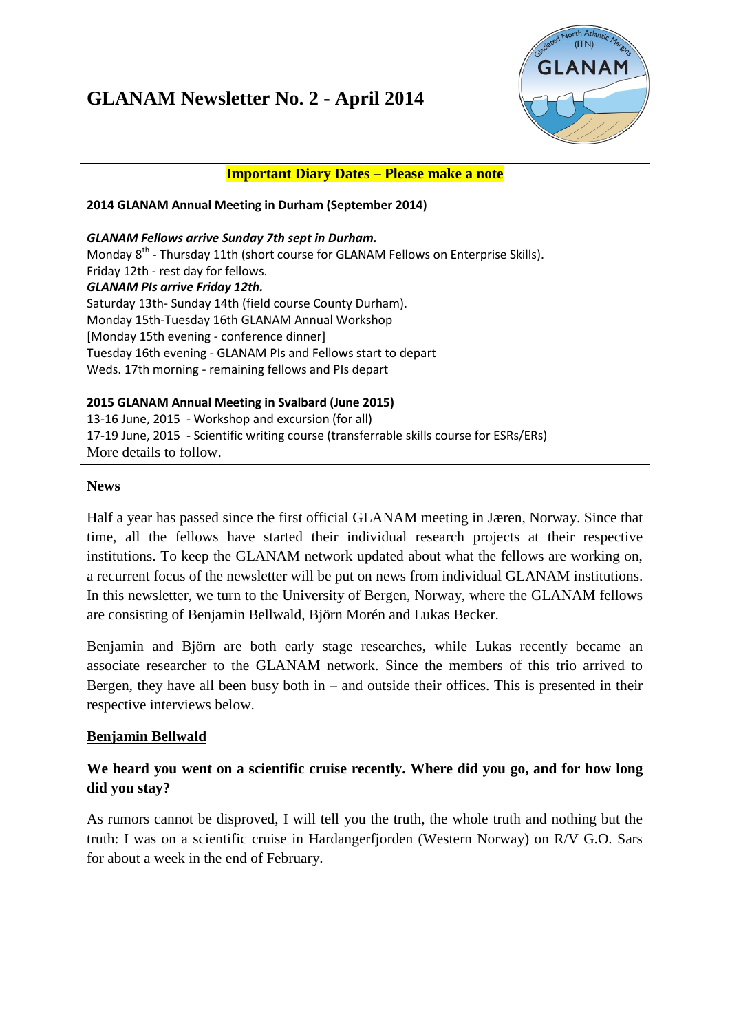# GLANAM Newsletter No. 2 - April 2014

**Important Diary Dates – Please make a note**

**2014 GLANAM Annual Meeting in Durham (September 2014)**

***GLANAM Fellows arrive Sunday 7th sept in Durham.***
Monday 8th - Thursday 11th (short course for GLANAM Fellows on Enterprise Skills).
Friday 12th - rest day for fellows.
***GLANAM PIs arrive Friday 12th.***
Saturday 13th- Sunday 14th (field course County Durham).
Monday 15th-Tuesday 16th GLANAM Annual Workshop
[Monday 15th evening - conference dinner]
Tuesday 16th evening - GLANAM PIs and Fellows start to depart
Weds. 17th morning - remaining fellows and PIs depart

**2015 GLANAM Annual Meeting in Svalbard (June 2015)**
13-16 June, 2015 - Workshop and excursion (for all)
17-19 June, 2015 - Scientific writing course (transferrable skills course for ESRs/ERs)
More details to follow.

## News

Half a year has passed since the first official GLANAM meeting in Jæren, Norway. Since that time, all the fellows have started their individual research projects at their respective institutions. To keep the GLANAM network updated about what the fellows are working on, a recurrent focus of the newsletter will be put on news from individual GLANAM institutions. In this newsletter, we turn to the University of Bergen, Norway, where the GLANAM fellows are consisting of Benjamin Bellwald, Björn Morén and Lukas Becker.

Benjamin and Björn are both early stage researches, while Lukas recently became an associate researcher to the GLANAM network. Since the members of this trio arrived to Bergen, they have all been busy both in – and outside their offices. This is presented in their respective interviews below.

### Benjamin Bellwald

**We heard you went on a scientific cruise recently. Where did you go, and for how long did you stay?**

As rumors cannot be disproved, I will tell you the truth, the whole truth and nothing but the truth: I was on a scientific cruise in Hardangerfjorden (Western Norway) on R/V G.O. Sars for about a week in the end of February.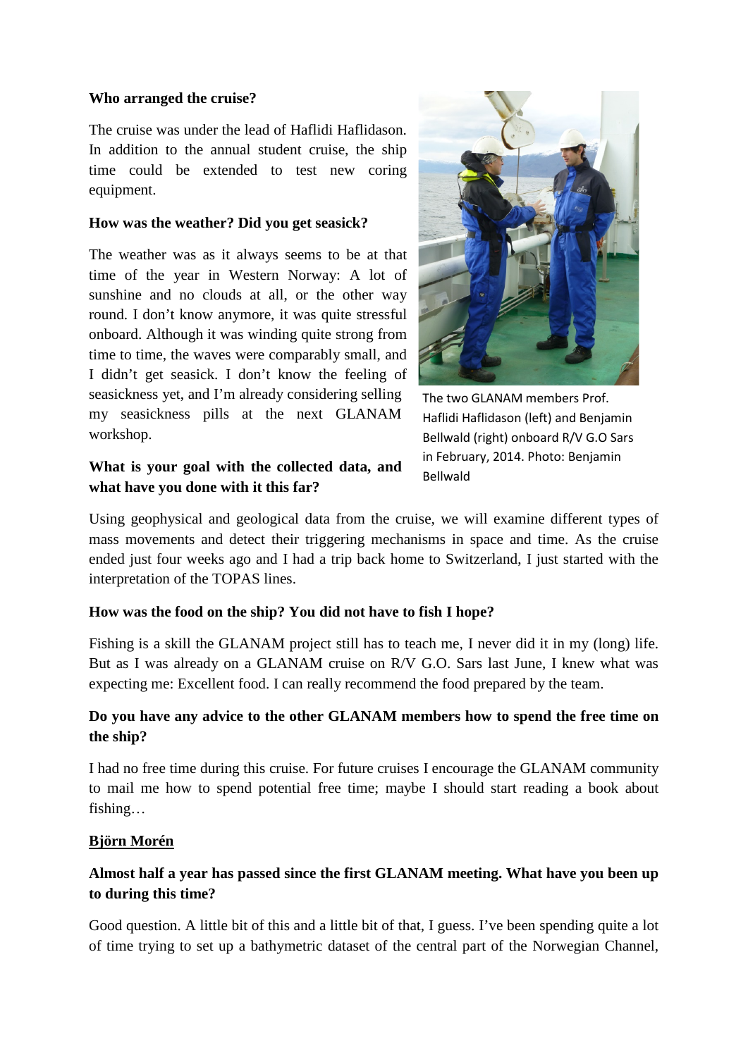**Who arranged the cruise?**

The cruise was under the lead of Haflidi Haflidason. In addition to the annual student cruise, the ship time could be extended to test new coring equipment.

**How was the weather? Did you get seasick?**

The weather was as it always seems to be at that time of the year in Western Norway: A lot of sunshine and no clouds at all, or the other way round. I don't know anymore, it was quite stressful onboard. Although it was winding quite strong from time to time, the waves were comparably small, and I didn't get seasick. I don't know the feeling of seasickness yet, and I'm already considering selling my seasickness pills at the next GLANAM workshop.

The two GLANAM members Prof. Haflidi Haflidason (left) and Benjamin Bellwald (right) onboard R/V G.O Sars in February, 2014. Photo: Benjamin Bellwald

**What is your goal with the collected data, and what have you done with it this far?**

Using geophysical and geological data from the cruise, we will examine different types of mass movements and detect their triggering mechanisms in space and time. As the cruise ended just four weeks ago and I had a trip back home to Switzerland, I just started with the interpretation of the TOPAS lines.

**How was the food on the ship? You did not have to fish I hope?**

Fishing is a skill the GLANAM project still has to teach me, I never did it in my (long) life. But as I was already on a GLANAM cruise on R/V G.O. Sars last June, I knew what was expecting me: Excellent food. I can really recommend the food prepared by the team.

**Do you have any advice to the other GLANAM members how to spend the free time on the ship?**

I had no free time during this cruise. For future cruises I encourage the GLANAM community to mail me how to spend potential free time; maybe I should start reading a book about fishing…

**<u>Björn Morén</u>**

**Almost half a year has passed since the first GLANAM meeting. What have you been up to during this time?**

Good question. A little bit of this and a little bit of that, I guess. I've been spending quite a lot of time trying to set up a bathymetric dataset of the central part of the Norwegian Channel,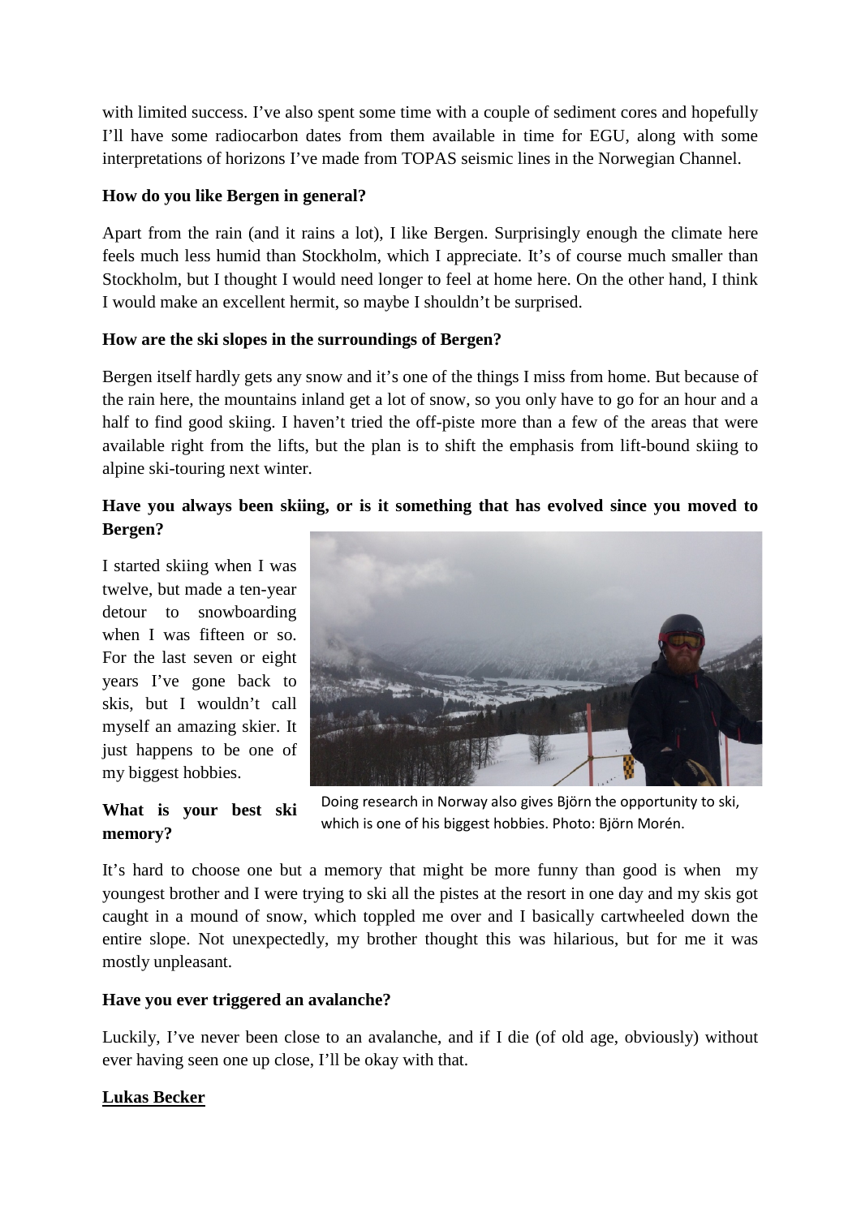with limited success. I've also spent some time with a couple of sediment cores and hopefully I'll have some radiocarbon dates from them available in time for EGU, along with some interpretations of horizons I've made from TOPAS seismic lines in the Norwegian Channel.

**How do you like Bergen in general?**

Apart from the rain (and it rains a lot), I like Bergen. Surprisingly enough the climate here feels much less humid than Stockholm, which I appreciate. It's of course much smaller than Stockholm, but I thought I would need longer to feel at home here. On the other hand, I think I would make an excellent hermit, so maybe I shouldn't be surprised.

**How are the ski slopes in the surroundings of Bergen?**

Bergen itself hardly gets any snow and it's one of the things I miss from home. But because of the rain here, the mountains inland get a lot of snow, so you only have to go for an hour and a half to find good skiing. I haven't tried the off-piste more than a few of the areas that were available right from the lifts, but the plan is to shift the emphasis from lift-bound skiing to alpine ski-touring next winter.

**Have you always been skiing, or is it something that has evolved since you moved to Bergen?**

I started skiing when I was twelve, but made a ten-year detour to snowboarding when I was fifteen or so. For the last seven or eight years I've gone back to skis, but I wouldn't call myself an amazing skier. It just happens to be one of my biggest hobbies.

Doing research in Norway also gives Björn the opportunity to ski, which is one of his biggest hobbies. Photo: Björn Morén.

**What is your best ski memory?**

It's hard to choose one but a memory that might be more funny than good is when my youngest brother and I were trying to ski all the pistes at the resort in one day and my skis got caught in a mound of snow, which toppled me over and I basically cartwheeled down the entire slope. Not unexpectedly, my brother thought this was hilarious, but for me it was mostly unpleasant.

**Have you ever triggered an avalanche?**

Luckily, I've never been close to an avalanche, and if I die (of old age, obviously) without ever having seen one up close, I'll be okay with that.

**Lukas Becker**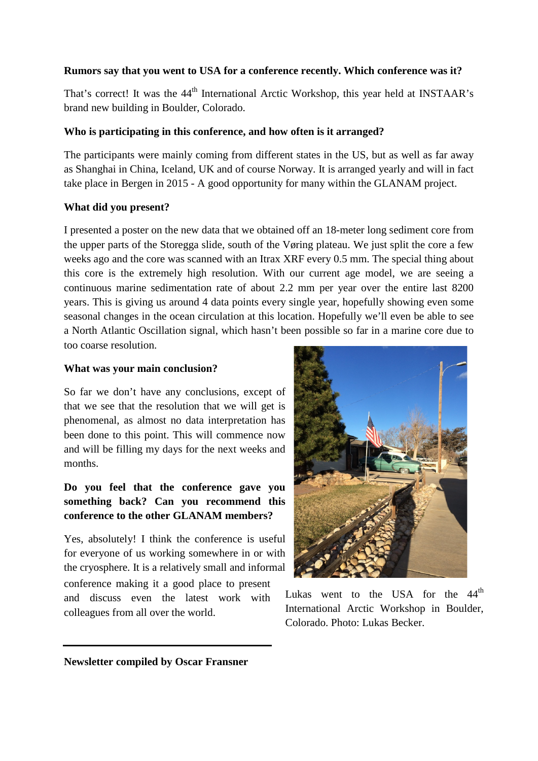**Rumors say that you went to USA for a conference recently. Which conference was it?**

That's correct! It was the 44th International Arctic Workshop, this year held at INSTAAR's brand new building in Boulder, Colorado.

**Who is participating in this conference, and how often is it arranged?**

The participants were mainly coming from different states in the US, but as well as far away as Shanghai in China, Iceland, UK and of course Norway. It is arranged yearly and will in fact take place in Bergen in 2015 - A good opportunity for many within the GLANAM project.

**What did you present?**

I presented a poster on the new data that we obtained off an 18-meter long sediment core from the upper parts of the Storegga slide, south of the Vøring plateau. We just split the core a few weeks ago and the core was scanned with an Itrax XRF every 0.5 mm. The special thing about this core is the extremely high resolution. With our current age model, we are seeing a continuous marine sedimentation rate of about 2.2 mm per year over the entire last 8200 years. This is giving us around 4 data points every single year, hopefully showing even some seasonal changes in the ocean circulation at this location. Hopefully we'll even be able to see a North Atlantic Oscillation signal, which hasn't been possible so far in a marine core due to too coarse resolution.

**What was your main conclusion?**

So far we don't have any conclusions, except of that we see that the resolution that we will get is phenomenal, as almost no data interpretation has been done to this point. This will commence now and will be filling my days for the next weeks and months.

**Do you feel that the conference gave you something back? Can you recommend this conference to the other GLANAM members?**

Yes, absolutely! I think the conference is useful for everyone of us working somewhere in or with the cryosphere. It is a relatively small and informal conference making it a good place to present and discuss even the latest work with colleagues from all over the world.

Lukas went to the USA for the 44th International Arctic Workshop in Boulder, Colorado. Photo: Lukas Becker.

---

**Newsletter compiled by Oscar Fransner**